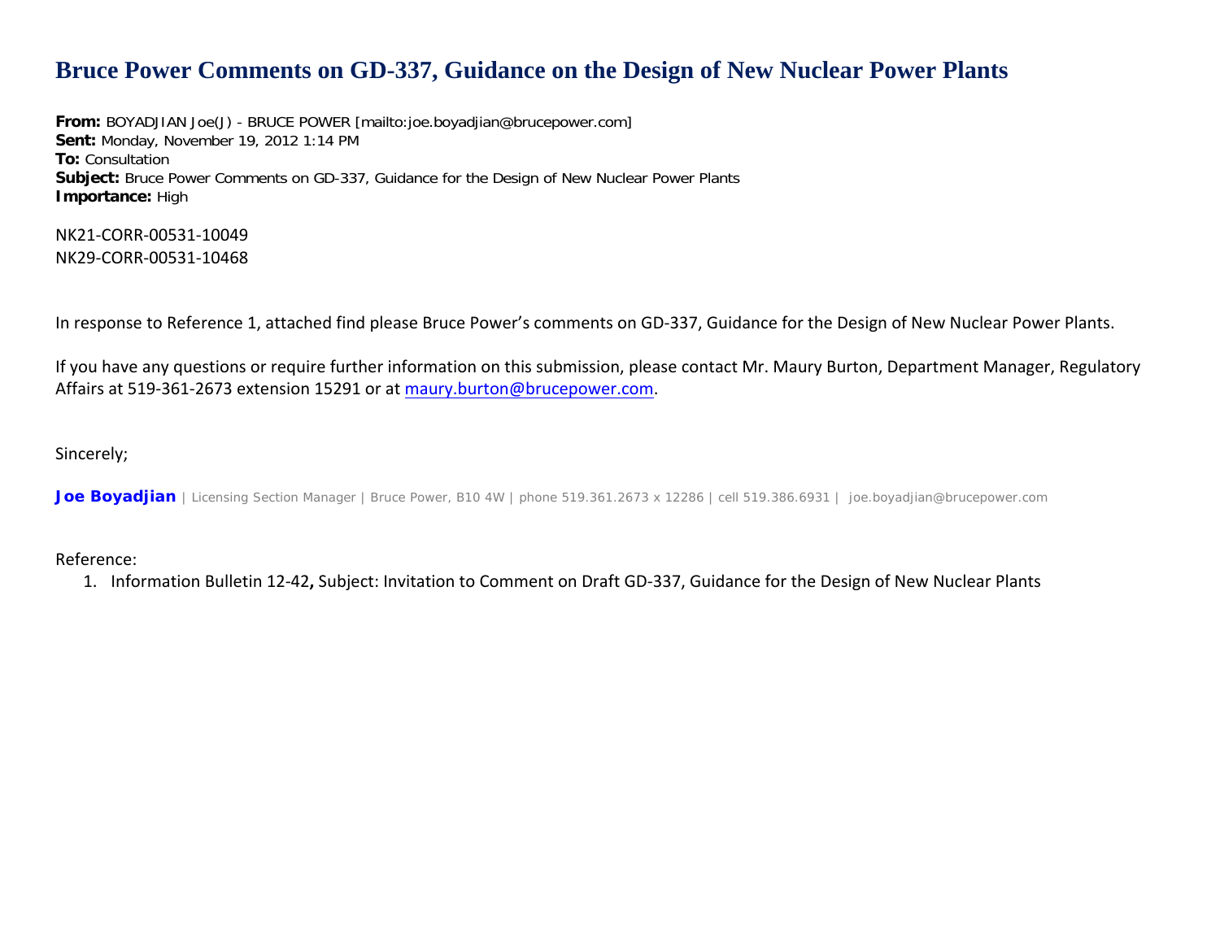# Bruce Power Comments on GD-337, Guidance on the Design of New Nuclear Power Plants

**From:** BOYADJIAN Joe(J) - BRUCE POWER [mailto:joe.boyadjian@brucepower.com]
**Sent:** Monday, November 19, 2012 1:14 PM
**To:** Consultation
**Subject:** Bruce Power Comments on GD-337, Guidance for the Design of New Nuclear Power Plants
**Importance:** High

NK21-CORR-00531-10049
NK29-CORR-00531-10468

In response to Reference 1, attached find please Bruce Power's comments on GD-337, Guidance for the Design of New Nuclear Power Plants.

If you have any questions or require further information on this submission, please contact Mr. Maury Burton, Department Manager, Regulatory Affairs at 519-361-2673 extension 15291 or at maury.burton@brucepower.com.

Sincerely;

**Joe Boyadjian** | Licensing Section Manager | Bruce Power, B10 4W | phone 519.361.2673 x 12286 | cell 519.386.6931 | joe.boyadjian@brucepower.com

Reference:

1. Information Bulletin 12-42**,** Subject: Invitation to Comment on Draft GD-337, Guidance for the Design of New Nuclear Plants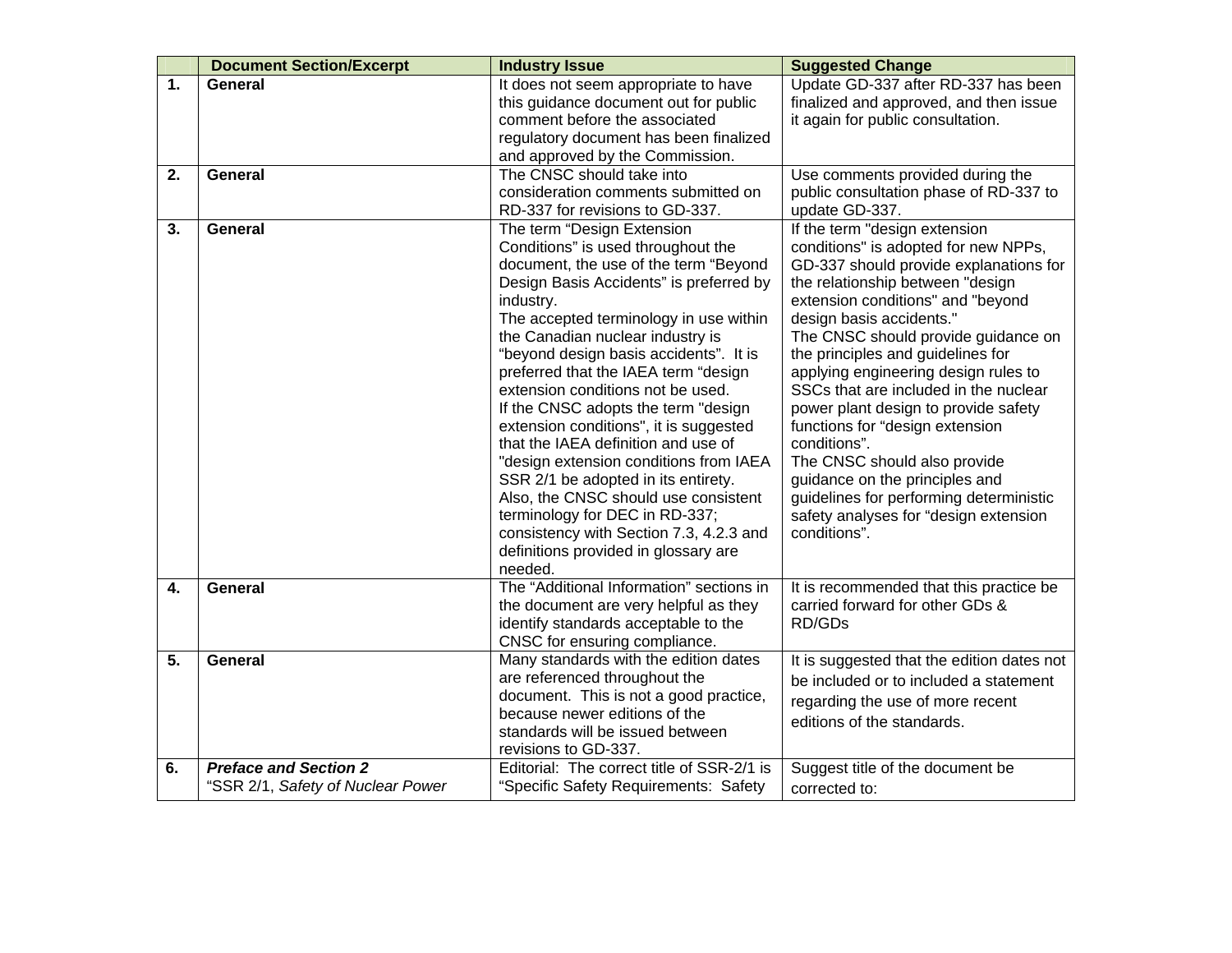| | Document Section/Excerpt | Industry Issue | Suggested Change |
|---|---|---|---|
| **1.** | **General** | It does not seem appropriate to have this guidance document out for public comment before the associated regulatory document has been finalized and approved by the Commission. | Update GD-337 after RD-337 has been finalized and approved, and then issue it again for public consultation. |
| **2.** | **General** | The CNSC should take into consideration comments submitted on RD-337 for revisions to GD-337. | Use comments provided during the public consultation phase of RD-337 to update GD-337. |
| **3.** | **General** | The term "Design Extension Conditions" is used throughout the document, the use of the term "Beyond Design Basis Accidents" is preferred by industry.<br>The accepted terminology in use within the Canadian nuclear industry is "beyond design basis accidents". It is preferred that the IAEA term "design extension conditions not be used.<br>If the CNSC adopts the term "design extension conditions", it is suggested that the IAEA definition and use of "design extension conditions from IAEA SSR 2/1 be adopted in its entirety.<br>Also, the CNSC should use consistent terminology for DEC in RD-337; consistency with Section 7.3, 4.2.3 and definitions provided in glossary are needed. | If the term "design extension conditions" is adopted for new NPPs, GD-337 should provide explanations for the relationship between "design extension conditions" and "beyond design basis accidents."<br>The CNSC should provide guidance on the principles and guidelines for applying engineering design rules to SSCs that are included in the nuclear power plant design to provide safety functions for "design extension conditions".<br>The CNSC should also provide guidance on the principles and guidelines for performing deterministic safety analyses for "design extension conditions". |
| **4.** | **General** | The "Additional Information" sections in the document are very helpful as they identify standards acceptable to the CNSC for ensuring compliance. | It is recommended that this practice be carried forward for other GDs & RD/GDs |
| **5.** | **General** | Many standards with the edition dates are referenced throughout the document. This is not a good practice, because newer editions of the standards will be issued between revisions to GD-337. | It is suggested that the edition dates not be included or to included a statement regarding the use of more recent editions of the standards. |
| **6.** | ***Preface and Section 2***<br>"SSR 2/1, *Safety of Nuclear Power* | Editorial: The correct title of SSR-2/1 is "Specific Safety Requirements: Safety | Suggest title of the document be corrected to: |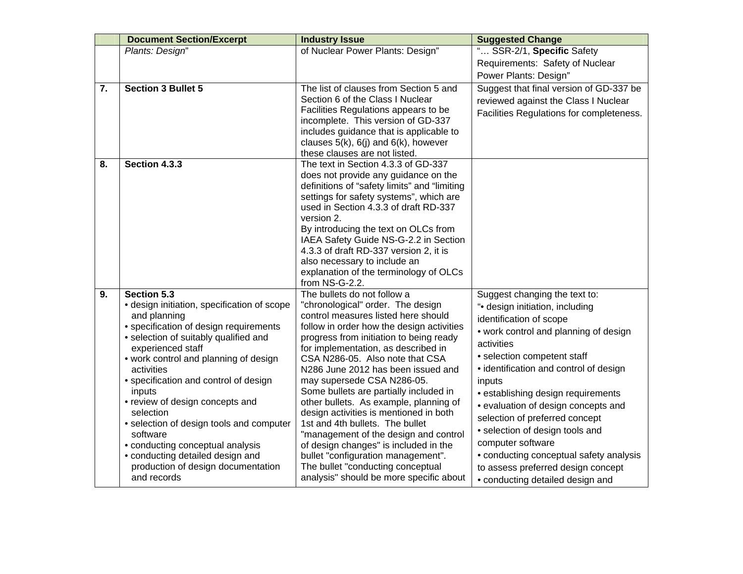| | Document Section/Excerpt | Industry Issue | Suggested Change |
|---|---|---|---|
| | *Plants: Design*" | of Nuclear Power Plants: Design" | "… SSR-2/1, **Specific** Safety Requirements: Safety of Nuclear Power Plants: Design" |
| **7.** | **Section 3 Bullet 5** | The list of clauses from Section 5 and Section 6 of the Class I Nuclear Facilities Regulations appears to be incomplete. This version of GD-337 includes guidance that is applicable to clauses 5(k), 6(j) and 6(k), however these clauses are not listed. | Suggest that final version of GD-337 be reviewed against the Class I Nuclear Facilities Regulations for completeness. |
| **8.** | **Section 4.3.3** | The text in Section 4.3.3 of GD-337 does not provide any guidance on the definitions of "safety limits" and "limiting settings for safety systems", which are used in Section 4.3.3 of draft RD-337 version 2.<br>By introducing the text on OLCs from IAEA Safety Guide NS-G-2.2 in Section 4.3.3 of draft RD-337 version 2, it is also necessary to include an explanation of the terminology of OLCs from NS-G-2.2. | |
| **9.** | **Section 5.3**<br>• design initiation, specification of scope and planning<br>• specification of design requirements<br>• selection of suitably qualified and experienced staff<br>• work control and planning of design activities<br>• specification and control of design inputs<br>• review of design concepts and selection<br>• selection of design tools and computer software<br>• conducting conceptual analysis<br>• conducting detailed design and production of design documentation and records | The bullets do not follow a "chronological" order. The design control measures listed here should follow in order how the design activities progress from initiation to being ready for implementation, as described in CSA N286-05. Also note that CSA N286 June 2012 has been issued and may supersede CSA N286-05.<br>Some bullets are partially included in other bullets. As example, planning of design activities is mentioned in both 1st and 4th bullets. The bullet "management of the design and control of design changes" is included in the bullet "configuration management".<br>The bullet "conducting conceptual analysis" should be more specific about | Suggest changing the text to:<br>"• design initiation, including identification of scope<br>• work control and planning of design activities<br>• selection competent staff<br>• identification and control of design inputs<br>• establishing design requirements<br>• evaluation of design concepts and selection of preferred concept<br>• selection of design tools and computer software<br>• conducting conceptual safety analysis to assess preferred design concept<br>• conducting detailed design and |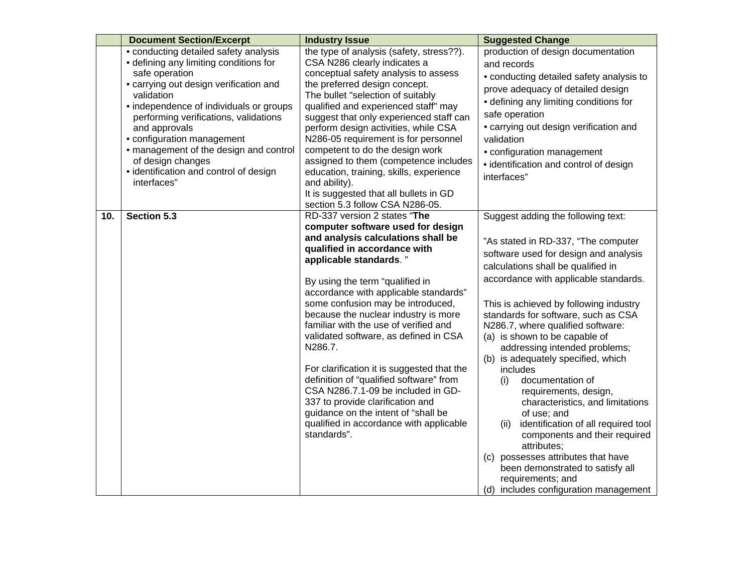| | Document Section/Excerpt | Industry Issue | Suggested Change |
|---|---|---|---|
| | • conducting detailed safety analysis<br>• defining any limiting conditions for safe operation<br>• carrying out design verification and validation<br>• independence of individuals or groups performing verifications, validations and approvals<br>• configuration management<br>• management of the design and control of design changes<br>• identification and control of design interfaces” | the type of analysis (safety, stress??). CSA N286 clearly indicates a conceptual safety analysis to assess the preferred design concept.<br>The bullet "selection of suitably qualified and experienced staff" may suggest that only experienced staff can perform design activities, while CSA N286-05 requirement is for personnel competent to do the design work assigned to them (competence includes education, training, skills, experience and ability).<br>It is suggested that all bullets in GD section 5.3 follow CSA N286-05. | production of design documentation and records<br>• conducting detailed safety analysis to prove adequacy of detailed design<br>• defining any limiting conditions for safe operation<br>• carrying out design verification and validation<br>• configuration management<br>• identification and control of design interfaces” |
| **10.** | **Section 5.3** | RD-337 version 2 states “**The computer software used for design and analysis calculations shall be qualified in accordance with applicable standards**. ”<br><br>By using the term “qualified in accordance with applicable standards” some confusion may be introduced, because the nuclear industry is more familiar with the use of verified and validated software, as defined in CSA N286.7.<br><br>For clarification it is suggested that the definition of “qualified software” from CSA N286.7.1-09 be included in GD-337 to provide clarification and guidance on the intent of “shall be qualified in accordance with applicable standards”. | Suggest adding the following text:<br><br>”As stated in RD-337, “The computer software used for design and analysis calculations shall be qualified in accordance with applicable standards.<br><br>This is achieved by following industry standards for software, such as CSA N286.7, where qualified software:<br>(a) is shown to be capable of addressing intended problems;<br>(b) is adequately specified, which includes<br>(i) documentation of requirements, design, characteristics, and limitations of use; and<br>(ii) identification of all required tool components and their required attributes;<br>(c) possesses attributes that have been demonstrated to satisfy all requirements; and<br>(d) includes configuration management |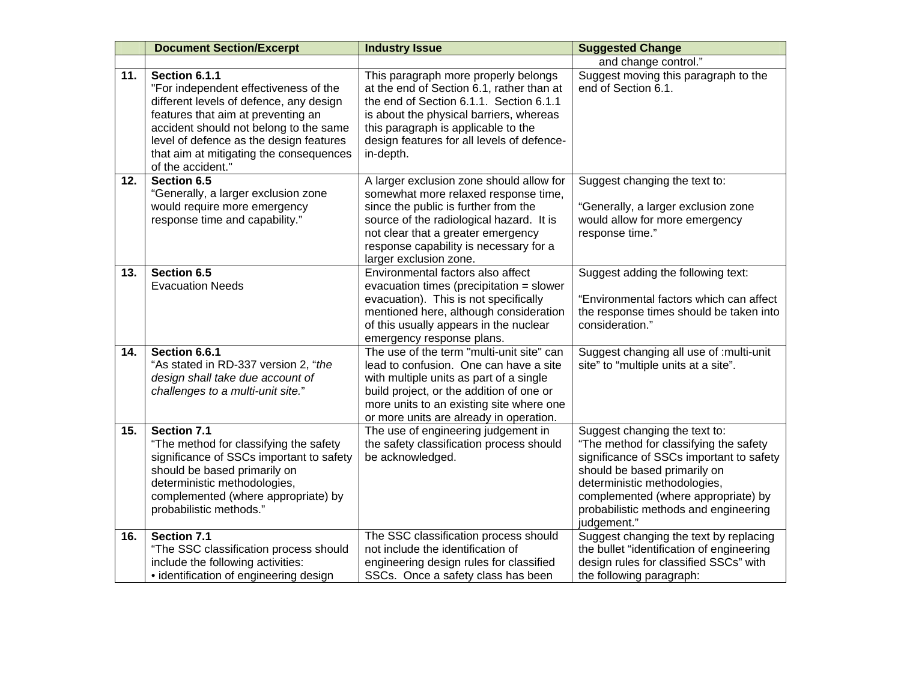| | Document Section/Excerpt | Industry Issue | Suggested Change |
|---|---|---|---|
| | | | and change control." |
| **11.** | **Section 6.1.1**<br>"For independent effectiveness of the different levels of defence, any design features that aim at preventing an accident should not belong to the same level of defence as the design features that aim at mitigating the consequences of the accident." | This paragraph more properly belongs at the end of Section 6.1, rather than at the end of Section 6.1.1. Section 6.1.1 is about the physical barriers, whereas this paragraph is applicable to the design features for all levels of defence-in-depth. | Suggest moving this paragraph to the end of Section 6.1. |
| **12.** | **Section 6.5**<br>"Generally, a larger exclusion zone would require more emergency response time and capability." | A larger exclusion zone should allow for somewhat more relaxed response time, since the public is further from the source of the radiological hazard. It is not clear that a greater emergency response capability is necessary for a larger exclusion zone. | Suggest changing the text to:<br><br>"Generally, a larger exclusion zone would allow for more emergency response time." |
| **13.** | **Section 6.5**<br>Evacuation Needs | Environmental factors also affect evacuation times (precipitation = slower evacuation). This is not specifically mentioned here, although consideration of this usually appears in the nuclear emergency response plans. | Suggest adding the following text:<br><br>"Environmental factors which can affect the response times should be taken into consideration." |
| **14.** | **Section 6.6.1**<br>"As stated in RD-337 version 2, "*the design shall take due account of challenges to a multi-unit site.*" | The use of the term "multi-unit site" can lead to confusion. One can have a site with multiple units as part of a single build project, or the addition of one or more units to an existing site where one or more units are already in operation. | Suggest changing all use of :multi-unit site" to "multiple units at a site". |
| **15.** | **Section 7.1**<br>"The method for classifying the safety significance of SSCs important to safety should be based primarily on deterministic methodologies, complemented (where appropriate) by probabilistic methods." | The use of engineering judgement in the safety classification process should be acknowledged. | Suggest changing the text to:<br>"The method for classifying the safety significance of SSCs important to safety should be based primarily on deterministic methodologies, complemented (where appropriate) by probabilistic methods and engineering judgement." |
| **16.** | **Section 7.1**<br>"The SSC classification process should include the following activities:<br>• identification of engineering design | The SSC classification process should not include the identification of engineering design rules for classified SSCs. Once a safety class has been | Suggest changing the text by replacing the bullet "identification of engineering design rules for classified SSCs" with the following paragraph: |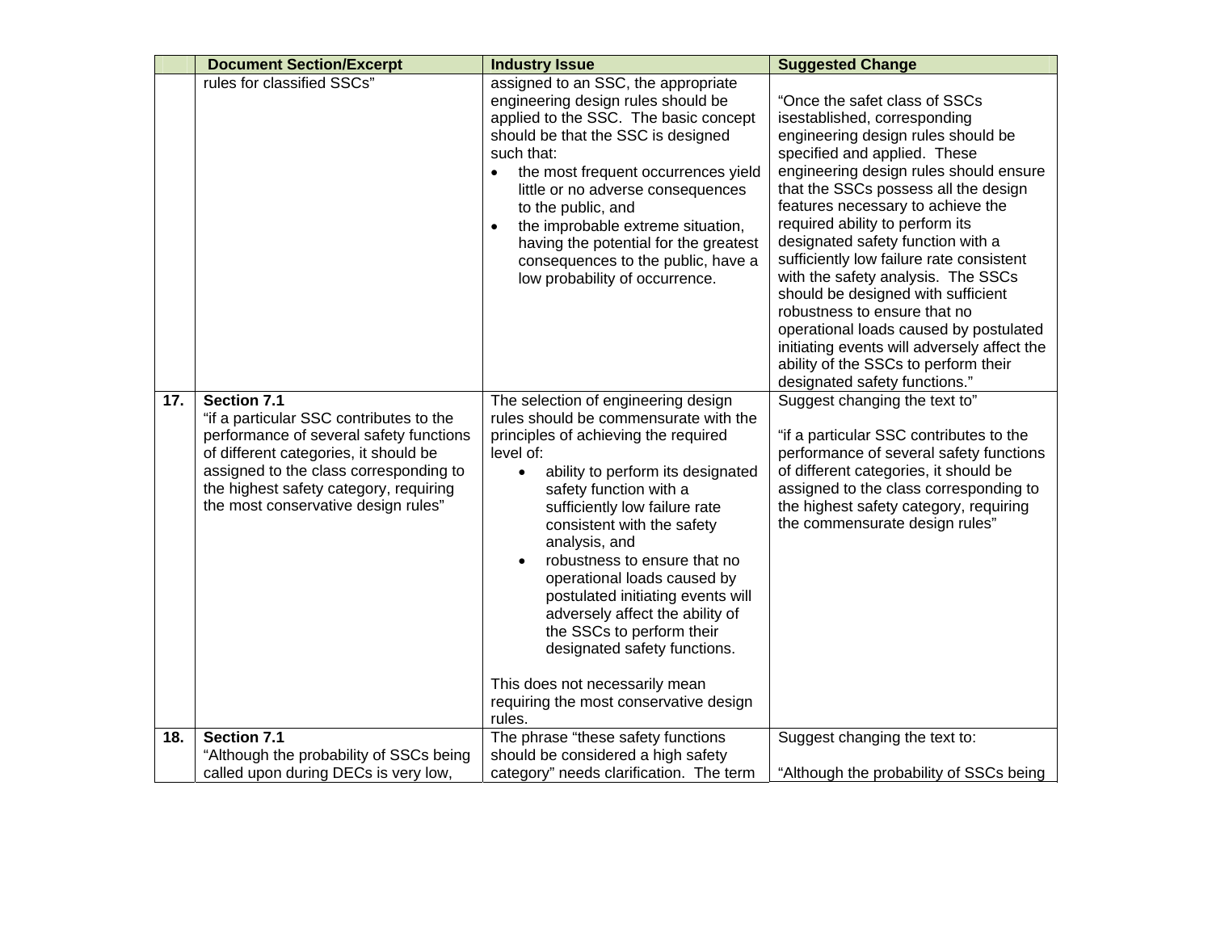| | Document Section/Excerpt | Industry Issue | Suggested Change |
|---|---|---|---|
| | rules for classified SSCs” | assigned to an SSC, the appropriate engineering design rules should be applied to the SSC. The basic concept should be that the SSC is designed such that:<br>• the most frequent occurrences yield little or no adverse consequences to the public, and<br>• the improbable extreme situation, having the potential for the greatest consequences to the public, have a low probability of occurrence. | “Once the safet class of SSCs isestablished, corresponding engineering design rules should be specified and applied. These engineering design rules should ensure that the SSCs possess all the design features necessary to achieve the required ability to perform its designated safety function with a sufficiently low failure rate consistent with the safety analysis. The SSCs should be designed with sufficient robustness to ensure that no operational loads caused by postulated initiating events will adversely affect the ability of the SSCs to perform their designated safety functions.” |
| **17.** | **Section 7.1**<br>“if a particular SSC contributes to the performance of several safety functions of different categories, it should be assigned to the class corresponding to the highest safety category, requiring the most conservative design rules” | The selection of engineering design rules should be commensurate with the principles of achieving the required level of:<br>• ability to perform its designated safety function with a sufficiently low failure rate consistent with the safety analysis, and<br>• robustness to ensure that no operational loads caused by postulated initiating events will adversely affect the ability of the SSCs to perform their designated safety functions.<br><br>This does not necessarily mean requiring the most conservative design rules. | Suggest changing the text to”<br><br>“if a particular SSC contributes to the performance of several safety functions of different categories, it should be assigned to the class corresponding to the highest safety category, requiring the commensurate design rules” |
| **18.** | **Section 7.1**<br>“Although the probability of SSCs being called upon during DECs is very low, | The phrase “these safety functions should be considered a high safety category” needs clarification. The term | Suggest changing the text to:<br><br>“Although the probability of SSCs being |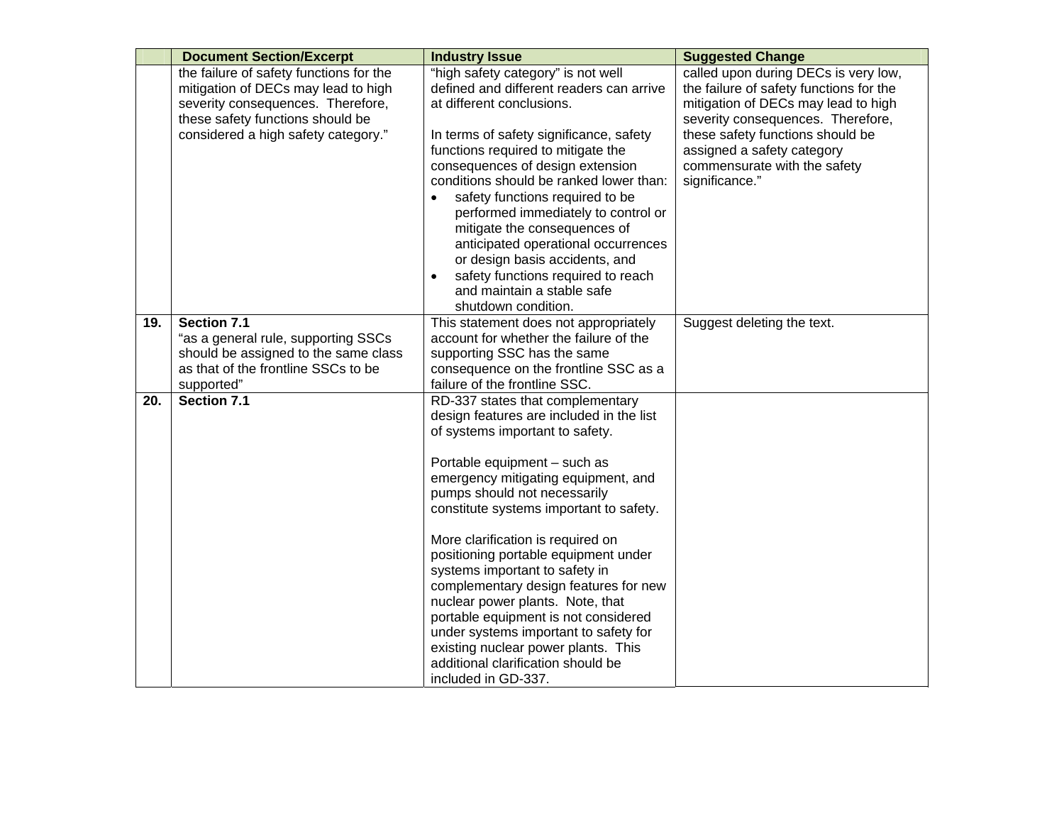| | Document Section/Excerpt | Industry Issue | Suggested Change |
|---|---|---|---|
| | the failure of safety functions for the mitigation of DECs may lead to high severity consequences. Therefore, these safety functions should be considered a high safety category.” | “high safety category” is not well defined and different readers can arrive at different conclusions.<br><br>In terms of safety significance, safety functions required to mitigate the consequences of design extension conditions should be ranked lower than:<br>• safety functions required to be performed immediately to control or mitigate the consequences of anticipated operational occurrences or design basis accidents, and<br>• safety functions required to reach and maintain a stable safe shutdown condition. | called upon during DECs is very low, the failure of safety functions for the mitigation of DECs may lead to high severity consequences. Therefore, these safety functions should be assigned a safety category commensurate with the safety significance.” |
| **19.** | **Section 7.1**<br>“as a general rule, supporting SSCs should be assigned to the same class as that of the frontline SSCs to be supported” | This statement does not appropriately account for whether the failure of the supporting SSC has the same consequence on the frontline SSC as a failure of the frontline SSC. | Suggest deleting the text. |
| **20.** | **Section 7.1** | RD-337 states that complementary design features are included in the list of systems important to safety.<br><br>Portable equipment – such as emergency mitigating equipment, and pumps should not necessarily constitute systems important to safety.<br><br>More clarification is required on positioning portable equipment under systems important to safety in complementary design features for new nuclear power plants. Note, that portable equipment is not considered under systems important to safety for existing nuclear power plants. This additional clarification should be included in GD-337. | |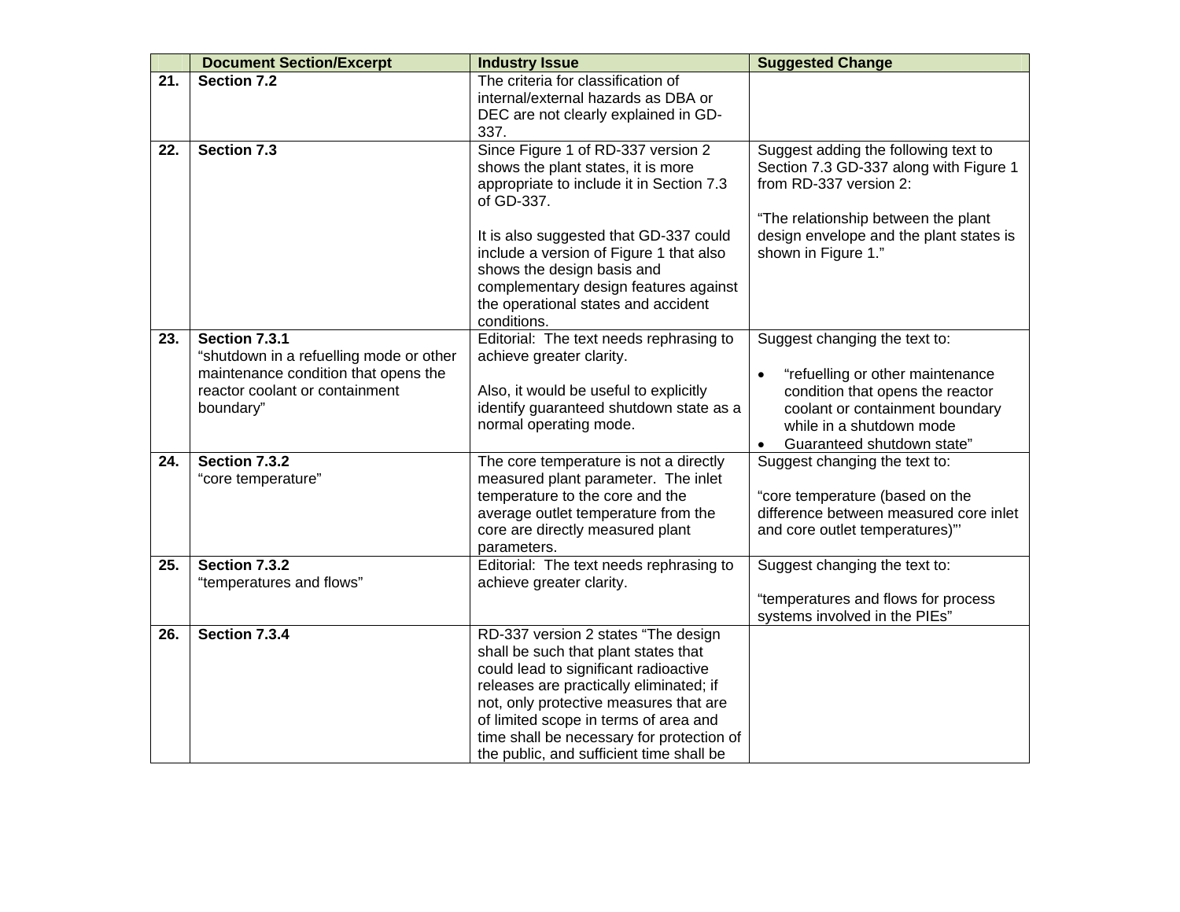| | Document Section/Excerpt | Industry Issue | Suggested Change |
|---|---|---|---|
| **21.** | **Section 7.2** | The criteria for classification of internal/external hazards as DBA or DEC are not clearly explained in GD-337. | |
| **22.** | **Section 7.3** | Since Figure 1 of RD-337 version 2 shows the plant states, it is more appropriate to include it in Section 7.3 of GD-337.<br><br>It is also suggested that GD-337 could include a version of Figure 1 that also shows the design basis and complementary design features against the operational states and accident conditions. | Suggest adding the following text to Section 7.3 GD-337 along with Figure 1 from RD-337 version 2:<br><br>"The relationship between the plant design envelope and the plant states is shown in Figure 1." |
| **23.** | **Section 7.3.1**<br>"shutdown in a refuelling mode or other maintenance condition that opens the reactor coolant or containment boundary" | Editorial: The text needs rephrasing to achieve greater clarity.<br><br>Also, it would be useful to explicitly identify guaranteed shutdown state as a normal operating mode. | Suggest changing the text to:<br><br>• "refuelling or other maintenance condition that opens the reactor coolant or containment boundary while in a shutdown mode<br>• Guaranteed shutdown state" |
| **24.** | **Section 7.3.2**<br>"core temperature" | The core temperature is not a directly measured plant parameter. The inlet temperature to the core and the average outlet temperature from the core are directly measured plant parameters. | Suggest changing the text to:<br><br>"core temperature (based on the difference between measured core inlet and core outlet temperatures)"' |
| **25.** | **Section 7.3.2**<br>"temperatures and flows" | Editorial: The text needs rephrasing to achieve greater clarity. | Suggest changing the text to:<br><br>"temperatures and flows for process systems involved in the PIEs" |
| **26.** | **Section 7.3.4** | RD-337 version 2 states "The design shall be such that plant states that could lead to significant radioactive releases are practically eliminated; if not, only protective measures that are of limited scope in terms of area and time shall be necessary for protection of the public, and sufficient time shall be | |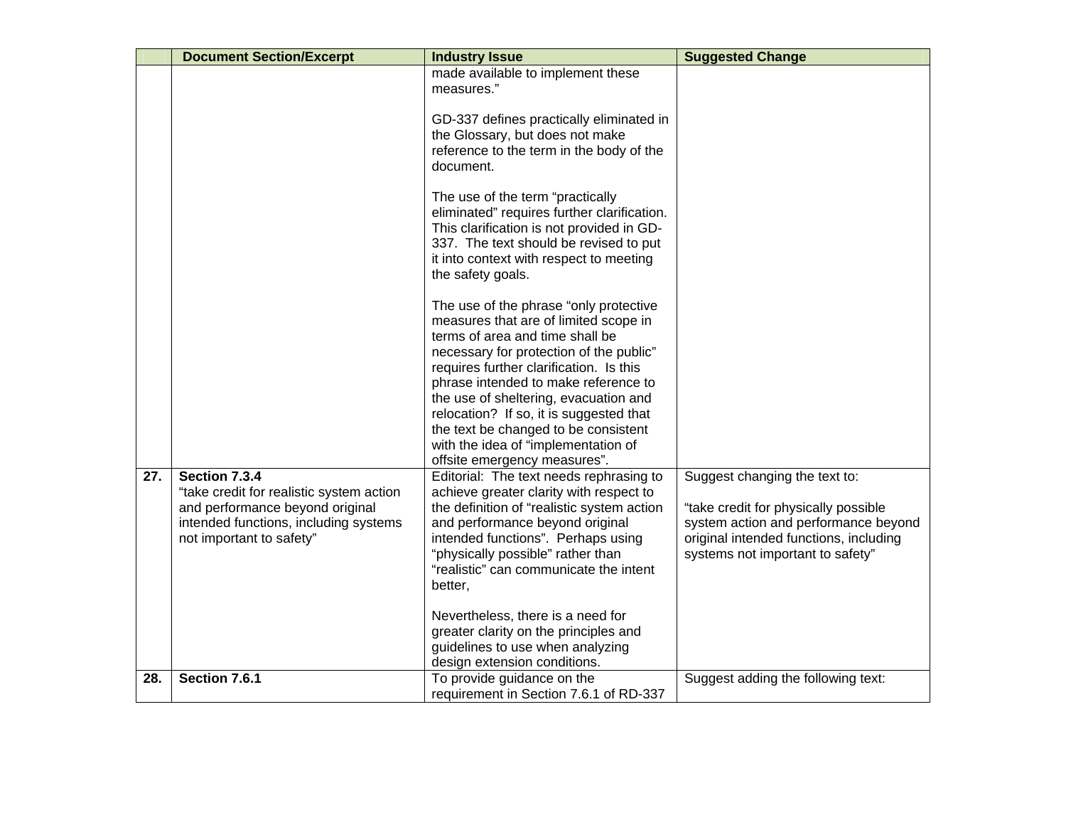| | Document Section/Excerpt | Industry Issue | Suggested Change |
|---|---|---|---|
| | | made available to implement these measures."<br><br>GD-337 defines practically eliminated in the Glossary, but does not make reference to the term in the body of the document.<br><br>The use of the term "practically eliminated" requires further clarification. This clarification is not provided in GD-337. The text should be revised to put it into context with respect to meeting the safety goals.<br><br>The use of the phrase "only protective measures that are of limited scope in terms of area and time shall be necessary for protection of the public" requires further clarification. Is this phrase intended to make reference to the use of sheltering, evacuation and relocation? If so, it is suggested that the text be changed to be consistent with the idea of "implementation of offsite emergency measures". | |
| **27.** | **Section 7.3.4**<br>"take credit for realistic system action and performance beyond original intended functions, including systems not important to safety" | Editorial: The text needs rephrasing to achieve greater clarity with respect to the definition of "realistic system action and performance beyond original intended functions". Perhaps using "physically possible" rather than "realistic" can communicate the intent better,<br><br>Nevertheless, there is a need for greater clarity on the principles and guidelines to use when analyzing design extension conditions. | Suggest changing the text to:<br><br>"take credit for physically possible system action and performance beyond original intended functions, including systems not important to safety" |
| **28.** | **Section 7.6.1** | To provide guidance on the requirement in Section 7.6.1 of RD-337 | Suggest adding the following text: |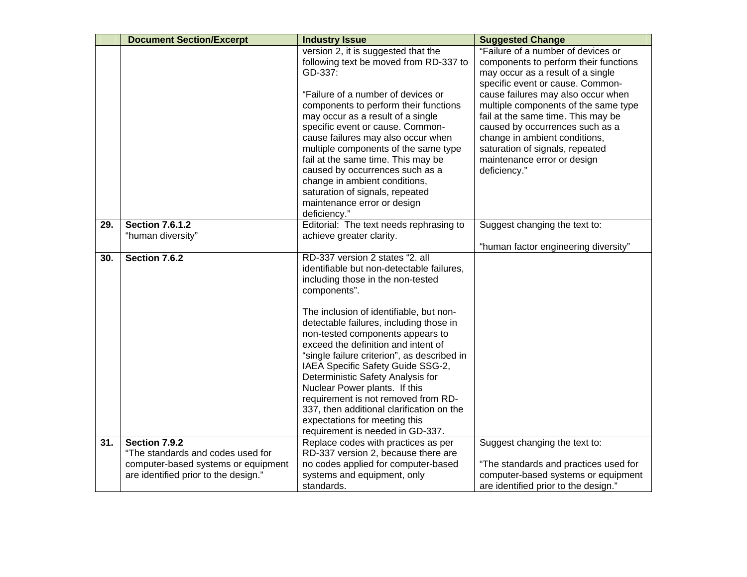| | Document Section/Excerpt | Industry Issue | Suggested Change |
|---|---|---|---|
| | | version 2, it is suggested that the following text be moved from RD-337 to GD-337:<br><br>“Failure of a number of devices or components to perform their functions may occur as a result of a single specific event or cause. Common-cause failures may also occur when multiple components of the same type fail at the same time. This may be caused by occurrences such as a change in ambient conditions, saturation of signals, repeated maintenance error or design deficiency.” | “Failure of a number of devices or components to perform their functions may occur as a result of a single specific event or cause. Common-cause failures may also occur when multiple components of the same type fail at the same time. This may be caused by occurrences such as a change in ambient conditions, saturation of signals, repeated maintenance error or design deficiency.” |
| **29.** | **Section 7.6.1.2**<br>“human diversity” | Editorial: The text needs rephrasing to achieve greater clarity. | Suggest changing the text to:<br><br>“human factor engineering diversity” |
| **30.** | **Section 7.6.2** | RD-337 version 2 states “2. all identifiable but non-detectable failures, including those in the non-tested components”.<br><br>The inclusion of identifiable, but non-detectable failures, including those in non-tested components appears to exceed the definition and intent of “single failure criterion”, as described in IAEA Specific Safety Guide SSG-2, Deterministic Safety Analysis for Nuclear Power plants. If this requirement is not removed from RD-337, then additional clarification on the expectations for meeting this requirement is needed in GD-337. | |
| **31.** | **Section 7.9.2**<br>“The standards and codes used for computer-based systems or equipment are identified prior to the design.” | Replace codes with practices as per RD-337 version 2, because there are no codes applied for computer-based systems and equipment, only standards. | Suggest changing the text to:<br><br>“The standards and practices used for computer-based systems or equipment are identified prior to the design.” |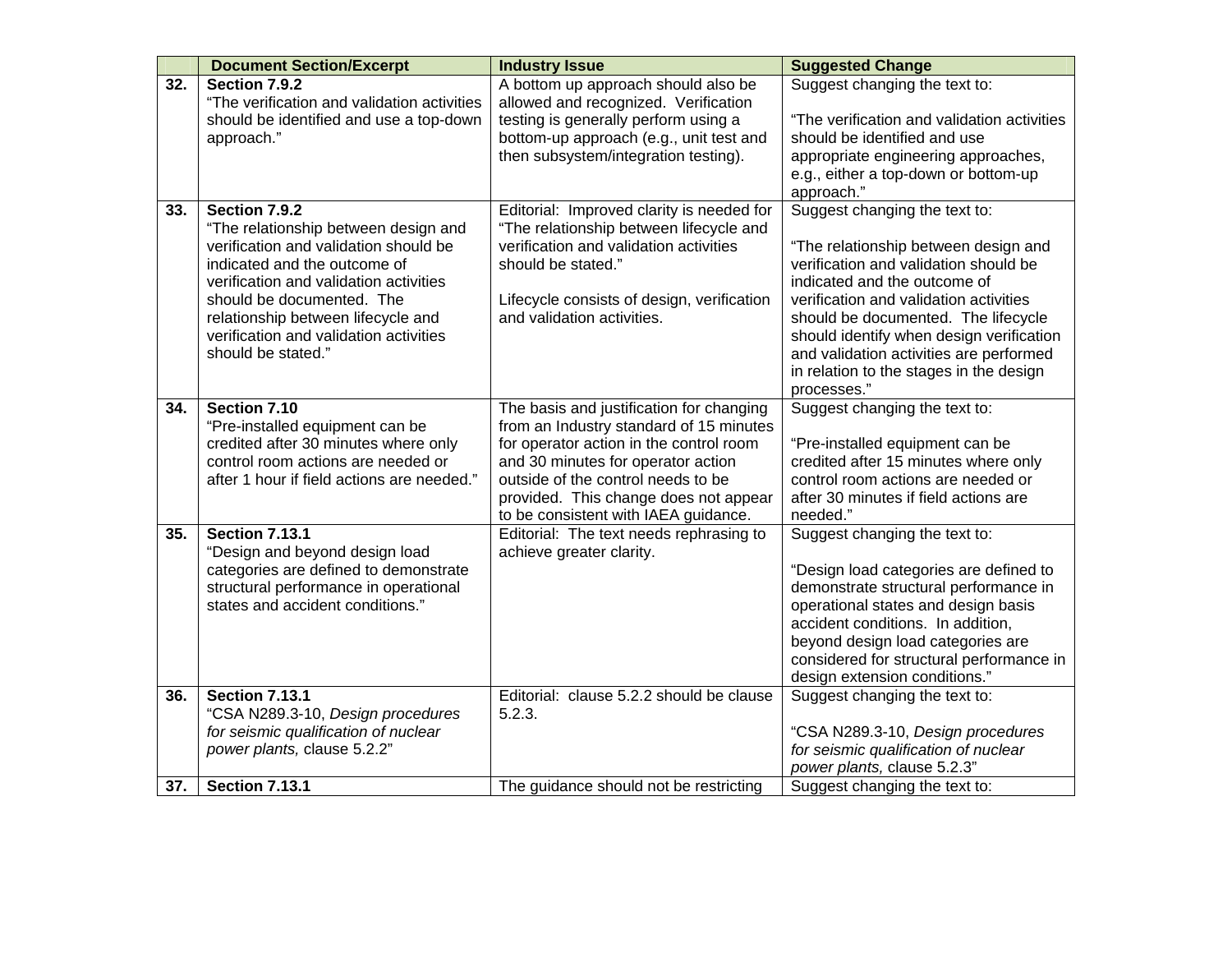| | Document Section/Excerpt | Industry Issue | Suggested Change |
|---|---|---|---|
| 32. | **Section 7.9.2** "The verification and validation activities should be identified and use a top-down approach." | A bottom up approach should also be allowed and recognized. Verification testing is generally perform using a bottom-up approach (e.g., unit test and then subsystem/integration testing). | Suggest changing the text to: "The verification and validation activities should be identified and use appropriate engineering approaches, e.g., either a top-down or bottom-up approach." |
| 33. | **Section 7.9.2** "The relationship between design and verification and validation should be indicated and the outcome of verification and validation activities should be documented. The relationship between lifecycle and verification and validation activities should be stated." | Editorial: Improved clarity is needed for "The relationship between lifecycle and verification and validation activities should be stated." Lifecycle consists of design, verification and validation activities. | Suggest changing the text to: "The relationship between design and verification and validation should be indicated and the outcome of verification and validation activities should be documented. The lifecycle should identify when design verification and validation activities are performed in relation to the stages in the design processes." |
| 34. | **Section 7.10** "Pre-installed equipment can be credited after 30 minutes where only control room actions are needed or after 1 hour if field actions are needed." | The basis and justification for changing from an Industry standard of 15 minutes for operator action in the control room and 30 minutes for operator action outside of the control needs to be provided. This change does not appear to be consistent with IAEA guidance. | Suggest changing the text to: "Pre-installed equipment can be credited after 15 minutes where only control room actions are needed or after 30 minutes if field actions are needed." |
| 35. | **Section 7.13.1** "Design and beyond design load categories are defined to demonstrate structural performance in operational states and accident conditions." | Editorial: The text needs rephrasing to achieve greater clarity. | Suggest changing the text to: "Design load categories are defined to demonstrate structural performance in operational states and design basis accident conditions. In addition, beyond design load categories are considered for structural performance in design extension conditions." |
| 36. | **Section 7.13.1** "CSA N289.3-10, *Design procedures for seismic qualification of nuclear power plants,* clause 5.2.2" | Editorial: clause 5.2.2 should be clause 5.2.3. | Suggest changing the text to: "CSA N289.3-10, *Design procedures for seismic qualification of nuclear power plants,* clause 5.2.3" |
| 37. | **Section 7.13.1** | The guidance should not be restricting | Suggest changing the text to: |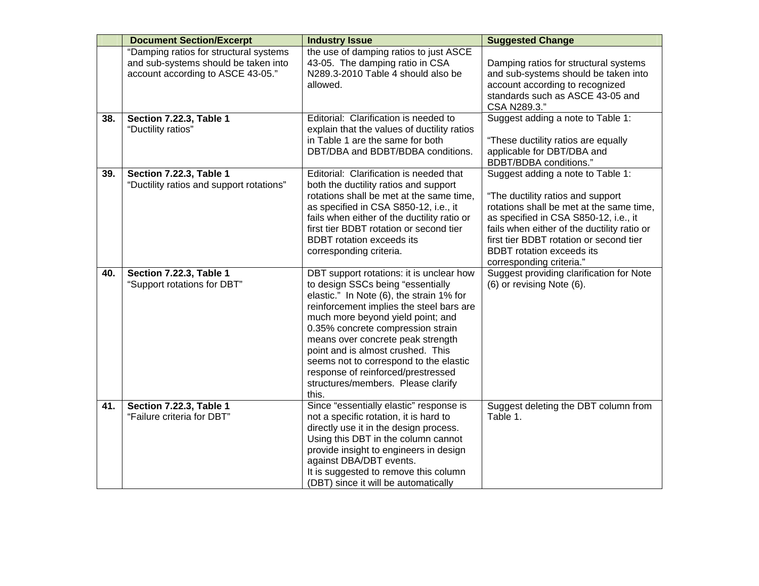| | Document Section/Excerpt | Industry Issue | Suggested Change |
|---|---|---|---|
| | "Damping ratios for structural systems and sub-systems should be taken into account according to ASCE 43-05." | the use of damping ratios to just ASCE 43-05. The damping ratio in CSA N289.3-2010 Table 4 should also be allowed. | Damping ratios for structural systems and sub-systems should be taken into account according to recognized standards such as ASCE 43-05 and CSA N289.3." |
| **38.** | **Section 7.22.3, Table 1** "Ductility ratios" | Editorial: Clarification is needed to explain that the values of ductility ratios in Table 1 are the same for both DBT/DBA and BDBT/BDBA conditions. | Suggest adding a note to Table 1: "These ductility ratios are equally applicable for DBT/DBA and BDBT/BDBA conditions." |
| **39.** | **Section 7.22.3, Table 1** "Ductility ratios and support rotations" | Editorial: Clarification is needed that both the ductility ratios and support rotations shall be met at the same time, as specified in CSA S850-12, i.e., it fails when either of the ductility ratio or first tier BDBT rotation or second tier BDBT rotation exceeds its corresponding criteria. | Suggest adding a note to Table 1: "The ductility ratios and support rotations shall be met at the same time, as specified in CSA S850-12, i.e., it fails when either of the ductility ratio or first tier BDBT rotation or second tier BDBT rotation exceeds its corresponding criteria." |
| **40.** | **Section 7.22.3, Table 1** "Support rotations for DBT" | DBT support rotations: it is unclear how to design SSCs being "essentially elastic." In Note (6), the strain 1% for reinforcement implies the steel bars are much more beyond yield point; and 0.35% concrete compression strain means over concrete peak strength point and is almost crushed. This seems not to correspond to the elastic response of reinforced/prestressed structures/members. Please clarify this. | Suggest providing clarification for Note (6) or revising Note (6). |
| **41.** | **Section 7.22.3, Table 1** "Failure criteria for DBT" | Since "essentially elastic" response is not a specific rotation, it is hard to directly use it in the design process. Using this DBT in the column cannot provide insight to engineers in design against DBA/DBT events. It is suggested to remove this column (DBT) since it will be automatically | Suggest deleting the DBT column from Table 1. |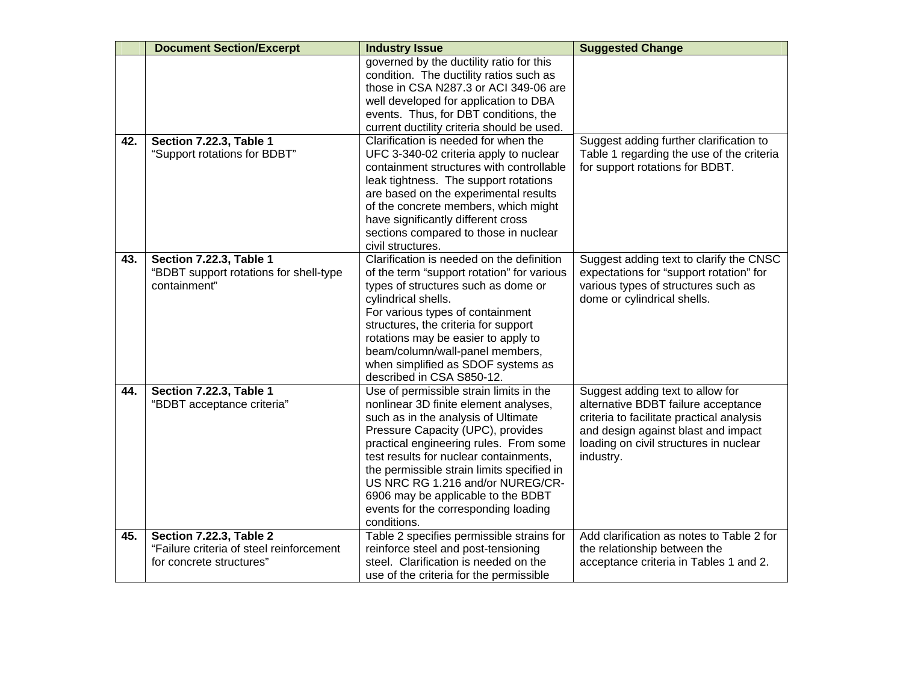| | Document Section/Excerpt | Industry Issue | Suggested Change |
|---|---|---|---|
| | | governed by the ductility ratio for this condition. The ductility ratios such as those in CSA N287.3 or ACI 349-06 are well developed for application to DBA events. Thus, for DBT conditions, the current ductility criteria should be used. | |
| **42.** | **Section 7.22.3, Table 1**<br>“Support rotations for BDBT” | Clarification is needed for when the UFC 3-340-02 criteria apply to nuclear containment structures with controllable leak tightness. The support rotations are based on the experimental results of the concrete members, which might have significantly different cross sections compared to those in nuclear civil structures. | Suggest adding further clarification to Table 1 regarding the use of the criteria for support rotations for BDBT. |
| **43.** | **Section 7.22.3, Table 1**<br>“BDBT support rotations for shell-type containment” | Clarification is needed on the definition of the term “support rotation” for various types of structures such as dome or cylindrical shells.<br>For various types of containment structures, the criteria for support rotations may be easier to apply to beam/column/wall-panel members, when simplified as SDOF systems as described in CSA S850-12. | Suggest adding text to clarify the CNSC expectations for “support rotation” for various types of structures such as dome or cylindrical shells. |
| **44.** | **Section 7.22.3, Table 1**<br>“BDBT acceptance criteria” | Use of permissible strain limits in the nonlinear 3D finite element analyses, such as in the analysis of Ultimate Pressure Capacity (UPC), provides practical engineering rules. From some test results for nuclear containments, the permissible strain limits specified in US NRC RG 1.216 and/or NUREG/CR-6906 may be applicable to the BDBT events for the corresponding loading conditions. | Suggest adding text to allow for alternative BDBT failure acceptance criteria to facilitate practical analysis and design against blast and impact loading on civil structures in nuclear industry. |
| **45.** | **Section 7.22.3, Table 2**<br>“Failure criteria of steel reinforcement for concrete structures” | Table 2 specifies permissible strains for reinforce steel and post-tensioning steel. Clarification is needed on the use of the criteria for the permissible | Add clarification as notes to Table 2 for the relationship between the acceptance criteria in Tables 1 and 2. |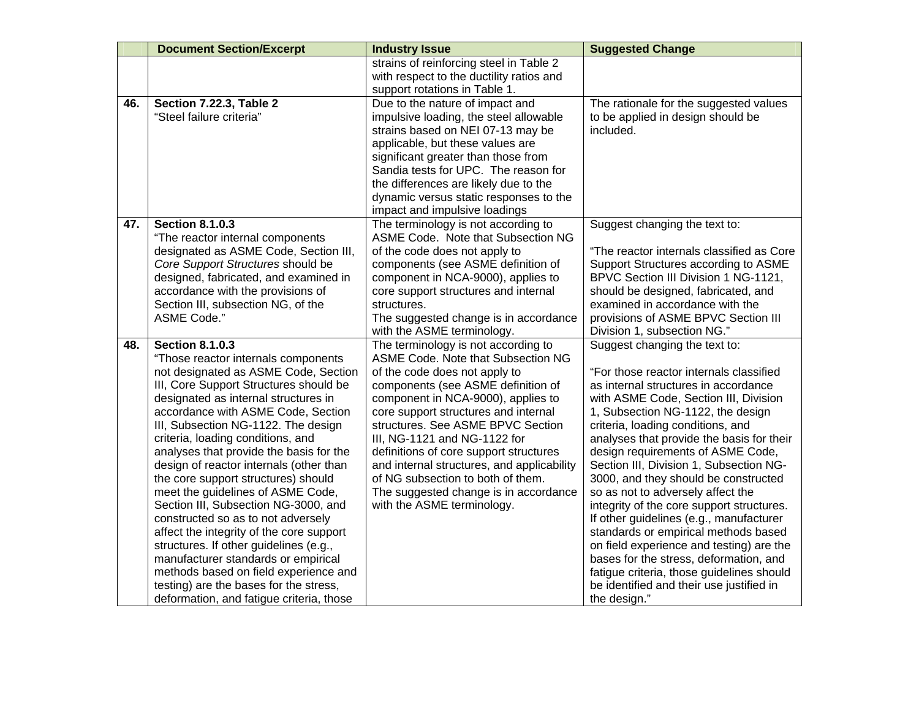| | Document Section/Excerpt | Industry Issue | Suggested Change |
|---|---|---|---|
| | | strains of reinforcing steel in Table 2 with respect to the ductility ratios and support rotations in Table 1. | |
| **46.** | **Section 7.22.3, Table 2**<br>"Steel failure criteria" | Due to the nature of impact and impulsive loading, the steel allowable strains based on NEI 07-13 may be applicable, but these values are significant greater than those from Sandia tests for UPC. The reason for the differences are likely due to the dynamic versus static responses to the impact and impulsive loadings | The rationale for the suggested values to be applied in design should be included. |
| **47.** | **Section 8.1.0.3**<br>"The reactor internal components designated as ASME Code, Section III, *Core Support Structures* should be designed, fabricated, and examined in accordance with the provisions of Section III, subsection NG, of the ASME Code." | The terminology is not according to ASME Code. Note that Subsection NG of the code does not apply to components (see ASME definition of component in NCA-9000), applies to core support structures and internal structures.<br>The suggested change is in accordance with the ASME terminology. | Suggest changing the text to:<br><br>"The reactor internals classified as Core Support Structures according to ASME BPVC Section III Division 1 NG-1121, should be designed, fabricated, and examined in accordance with the provisions of ASME BPVC Section III Division 1, subsection NG." |
| **48.** | **Section 8.1.0.3**<br>"Those reactor internals components not designated as ASME Code, Section III, Core Support Structures should be designated as internal structures in accordance with ASME Code, Section III, Subsection NG-1122. The design criteria, loading conditions, and analyses that provide the basis for the design of reactor internals (other than the core support structures) should meet the guidelines of ASME Code, Section III, Subsection NG-3000, and constructed so as to not adversely affect the integrity of the core support structures. If other guidelines (e.g., manufacturer standards or empirical methods based on field experience and testing) are the bases for the stress, deformation, and fatigue criteria, those | The terminology is not according to ASME Code. Note that Subsection NG of the code does not apply to components (see ASME definition of component in NCA-9000), applies to core support structures and internal structures. See ASME BPVC Section III, NG-1121 and NG-1122 for definitions of core support structures and internal structures, and applicability of NG subsection to both of them.<br>The suggested change is in accordance with the ASME terminology. | Suggest changing the text to:<br><br>"For those reactor internals classified as internal structures in accordance with ASME Code, Section III, Division 1, Subsection NG-1122, the design criteria, loading conditions, and analyses that provide the basis for their design requirements of ASME Code, Section III, Division 1, Subsection NG-3000, and they should be constructed so as not to adversely affect the integrity of the core support structures. If other guidelines (e.g., manufacturer standards or empirical methods based on field experience and testing) are the bases for the stress, deformation, and fatigue criteria, those guidelines should be identified and their use justified in the design." |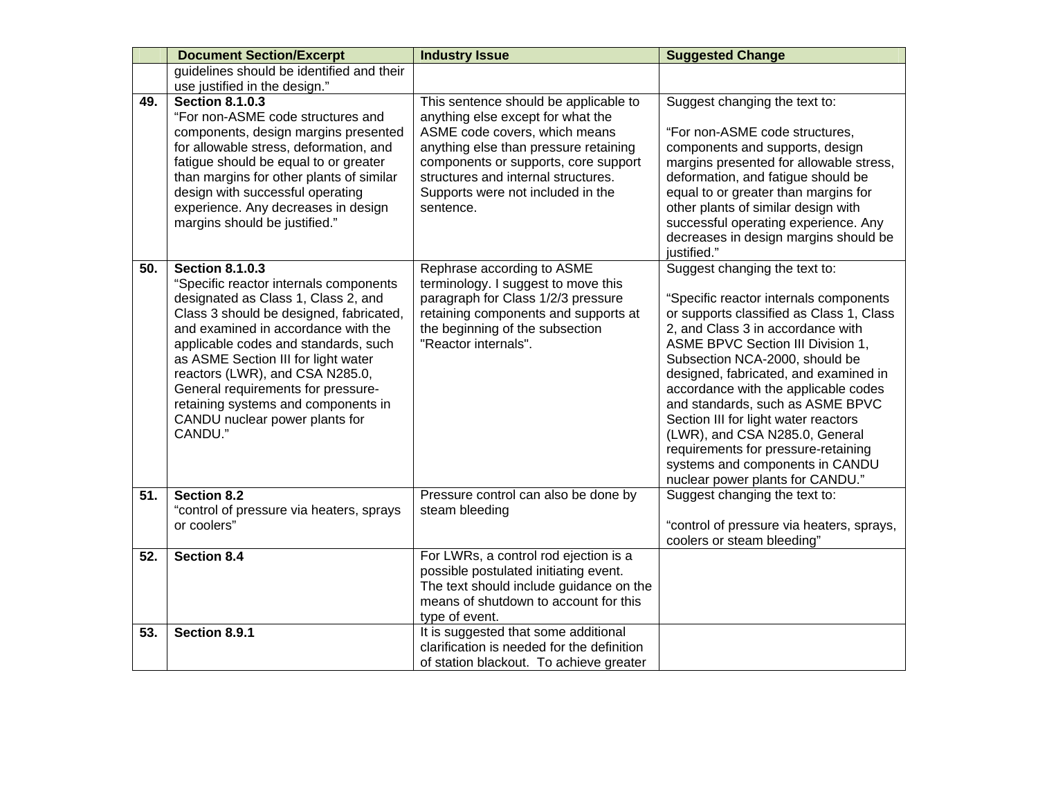| | Document Section/Excerpt | Industry Issue | Suggested Change |
|---|---|---|---|
| | guidelines should be identified and their use justified in the design." | | |
| 49. | **Section 8.1.0.3**<br>"For non-ASME code structures and components, design margins presented for allowable stress, deformation, and fatigue should be equal to or greater than margins for other plants of similar design with successful operating experience. Any decreases in design margins should be justified." | This sentence should be applicable to anything else except for what the ASME code covers, which means anything else than pressure retaining components or supports, core support structures and internal structures. Supports were not included in the sentence. | Suggest changing the text to:<br><br>"For non-ASME code structures, components and supports, design margins presented for allowable stress, deformation, and fatigue should be equal to or greater than margins for other plants of similar design with successful operating experience. Any decreases in design margins should be justified." |
| 50. | **Section 8.1.0.3**<br>"Specific reactor internals components designated as Class 1, Class 2, and Class 3 should be designed, fabricated, and examined in accordance with the applicable codes and standards, such as ASME Section III for light water reactors (LWR), and CSA N285.0, General requirements for pressure-retaining systems and components in CANDU nuclear power plants for CANDU." | Rephrase according to ASME terminology. I suggest to move this paragraph for Class 1/2/3 pressure retaining components and supports at the beginning of the subsection "Reactor internals". | Suggest changing the text to:<br><br>"Specific reactor internals components or supports classified as Class 1, Class 2, and Class 3 in accordance with ASME BPVC Section III Division 1, Subsection NCA-2000, should be designed, fabricated, and examined in accordance with the applicable codes and standards, such as ASME BPVC Section III for light water reactors (LWR), and CSA N285.0, General requirements for pressure-retaining systems and components in CANDU nuclear power plants for CANDU." |
| 51. | **Section 8.2**<br>"control of pressure via heaters, sprays or coolers" | Pressure control can also be done by steam bleeding | Suggest changing the text to:<br><br>"control of pressure via heaters, sprays, coolers or steam bleeding" |
| 52. | **Section 8.4** | For LWRs, a control rod ejection is a possible postulated initiating event. The text should include guidance on the means of shutdown to account for this type of event. | |
| 53. | **Section 8.9.1** | It is suggested that some additional clarification is needed for the definition of station blackout. To achieve greater | |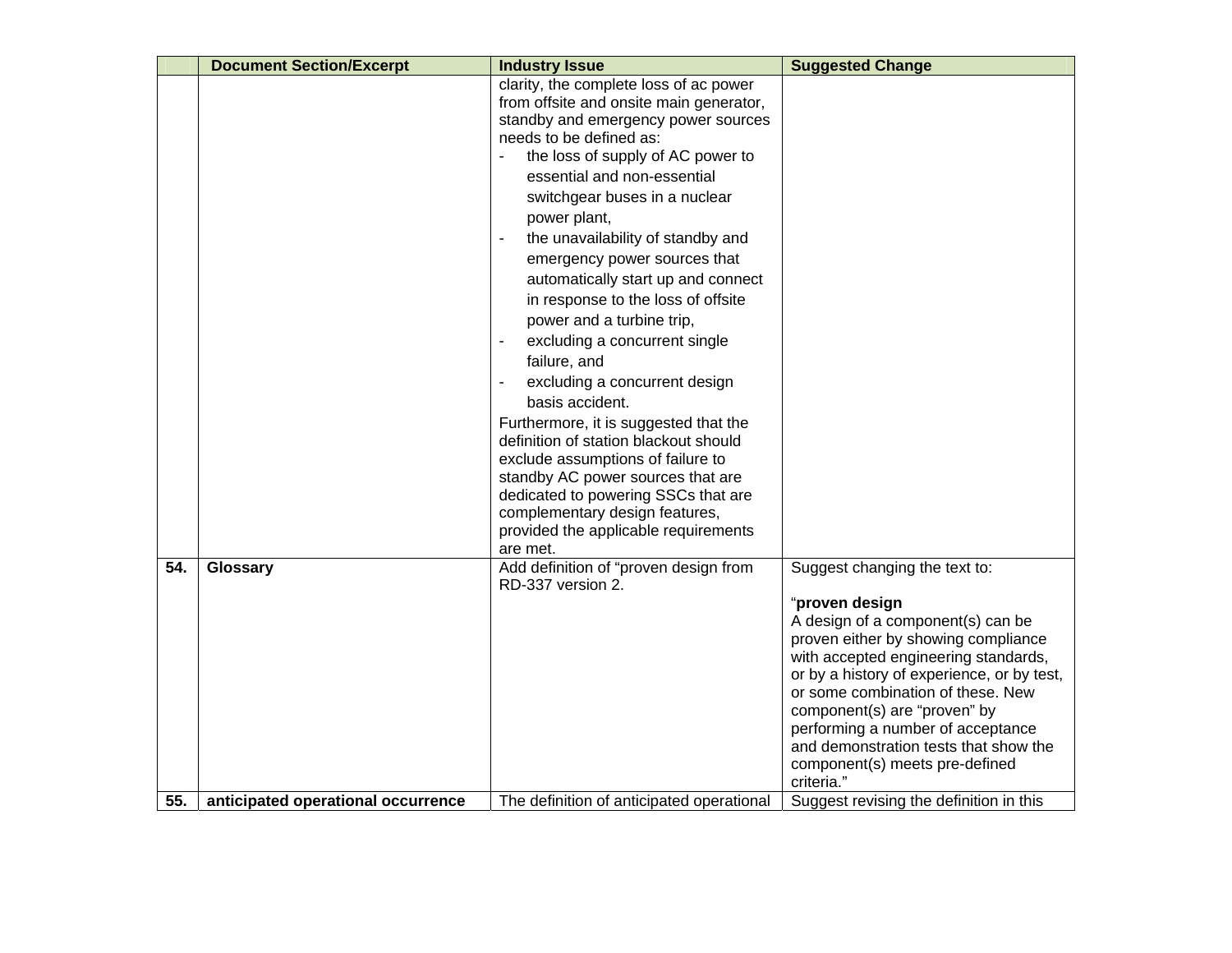| | Document Section/Excerpt | Industry Issue | Suggested Change |
|---|---|---|---|
| | | clarity, the complete loss of ac power from offsite and onsite main generator, standby and emergency power sources needs to be defined as:<br>- the loss of supply of AC power to essential and non-essential switchgear buses in a nuclear power plant,<br>- the unavailability of standby and emergency power sources that automatically start up and connect in response to the loss of offsite power and a turbine trip,<br>- excluding a concurrent single failure, and<br>- excluding a concurrent design basis accident.<br>Furthermore, it is suggested that the definition of station blackout should exclude assumptions of failure to standby AC power sources that are dedicated to powering SSCs that are complementary design features, provided the applicable requirements are met. | |
| **54.** | **Glossary** | Add definition of "proven design from RD-337 version 2. | Suggest changing the text to:<br><br>"**proven design**<br>A design of a component(s) can be proven either by showing compliance with accepted engineering standards, or by a history of experience, or by test, or some combination of these. New component(s) are "proven" by performing a number of acceptance and demonstration tests that show the component(s) meets pre-defined criteria." |
| **55.** | **anticipated operational occurrence** | The definition of anticipated operational | Suggest revising the definition in this |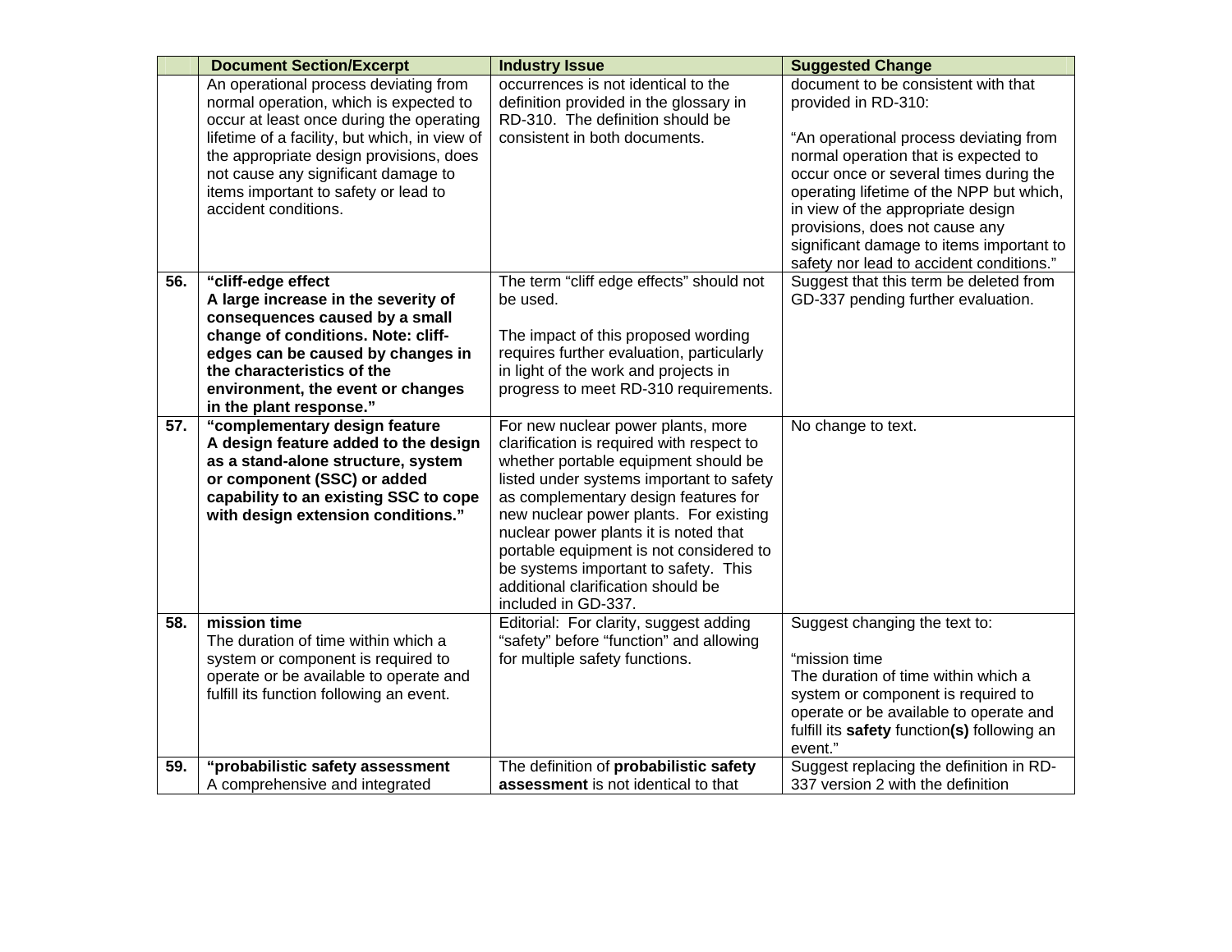| | Document Section/Excerpt | Industry Issue | Suggested Change |
|---|---|---|---|
| | An operational process deviating from normal operation, which is expected to occur at least once during the operating lifetime of a facility, but which, in view of the appropriate design provisions, does not cause any significant damage to items important to safety or lead to accident conditions. | occurrences is not identical to the definition provided in the glossary in RD-310. The definition should be consistent in both documents. | document to be consistent with that provided in RD-310:<br><br>"An operational process deviating from normal operation that is expected to occur once or several times during the operating lifetime of the NPP but which, in view of the appropriate design provisions, does not cause any significant damage to items important to safety nor lead to accident conditions." |
| **56.** | **"cliff-edge effect<br>A large increase in the severity of consequences caused by a small change of conditions. Note: cliff-edges can be caused by changes in the characteristics of the environment, the event or changes in the plant response."** | The term "cliff edge effects" should not be used.<br><br>The impact of this proposed wording requires further evaluation, particularly in light of the work and projects in progress to meet RD-310 requirements. | Suggest that this term be deleted from GD-337 pending further evaluation. |
| **57.** | **"complementary design feature<br>A design feature added to the design as a stand-alone structure, system or component (SSC) or added capability to an existing SSC to cope with design extension conditions."** | For new nuclear power plants, more clarification is required with respect to whether portable equipment should be listed under systems important to safety as complementary design features for new nuclear power plants. For existing nuclear power plants it is noted that portable equipment is not considered to be systems important to safety. This additional clarification should be included in GD-337. | No change to text. |
| **58.** | **mission time**<br>The duration of time within which a system or component is required to operate or be available to operate and fulfill its function following an event. | Editorial: For clarity, suggest adding "safety" before "function" and allowing for multiple safety functions. | Suggest changing the text to:<br><br>"mission time<br>The duration of time within which a system or component is required to operate or be available to operate and fulfill its **safety** function**(s)** following an event." |
| **59.** | **"probabilistic safety assessment**<br>A comprehensive and integrated | The definition of **probabilistic safety assessment** is not identical to that | Suggest replacing the definition in RD-337 version 2 with the definition |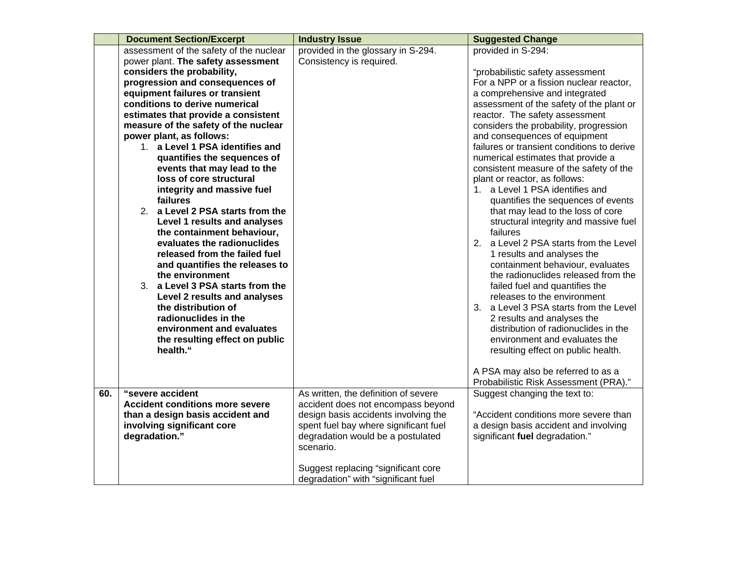| | Document Section/Excerpt | Industry Issue | Suggested Change |
|---|---|---|---|
| | assessment of the safety of the nuclear power plant. **The safety assessment considers the probability, progression and consequences of equipment failures or transient conditions to derive numerical estimates that provide a consistent measure of the safety of the nuclear power plant, as follows:** <br>1. **a Level 1 PSA identifies and quantifies the sequences of events that may lead to the loss of core structural integrity and massive fuel failures** <br>2. **a Level 2 PSA starts from the Level 1 results and analyses the containment behaviour, evaluates the radionuclides released from the failed fuel and quantifies the releases to the environment** <br>3. **a Level 3 PSA starts from the Level 2 results and analyses the distribution of radionuclides in the environment and evaluates the resulting effect on public health.“** | provided in the glossary in S-294. Consistency is required. | provided in S-294: <br><br>“probabilistic safety assessment <br>For a NPP or a fission nuclear reactor, a comprehensive and integrated assessment of the safety of the plant or reactor. The safety assessment considers the probability, progression and consequences of equipment failures or transient conditions to derive numerical estimates that provide a consistent measure of the safety of the plant or reactor, as follows: <br>1. a Level 1 PSA identifies and quantifies the sequences of events that may lead to the loss of core structural integrity and massive fuel failures <br>2. a Level 2 PSA starts from the Level 1 results and analyses the containment behaviour, evaluates the radionuclides released from the failed fuel and quantifies the releases to the environment <br>3. a Level 3 PSA starts from the Level 2 results and analyses the distribution of radionuclides in the environment and evaluates the resulting effect on public health. <br><br>A PSA may also be referred to as a Probabilistic Risk Assessment (PRA).” |
| **60.** | **“severe accident <br>Accident conditions more severe than a design basis accident and involving significant core degradation.”** | As written, the definition of severe accident does not encompass beyond design basis accidents involving the spent fuel bay where significant fuel degradation would be a postulated scenario. <br><br>Suggest replacing “significant core degradation” with “significant fuel | Suggest changing the text to: <br><br>“Accident conditions more severe than a design basis accident and involving significant **fuel** degradation.” |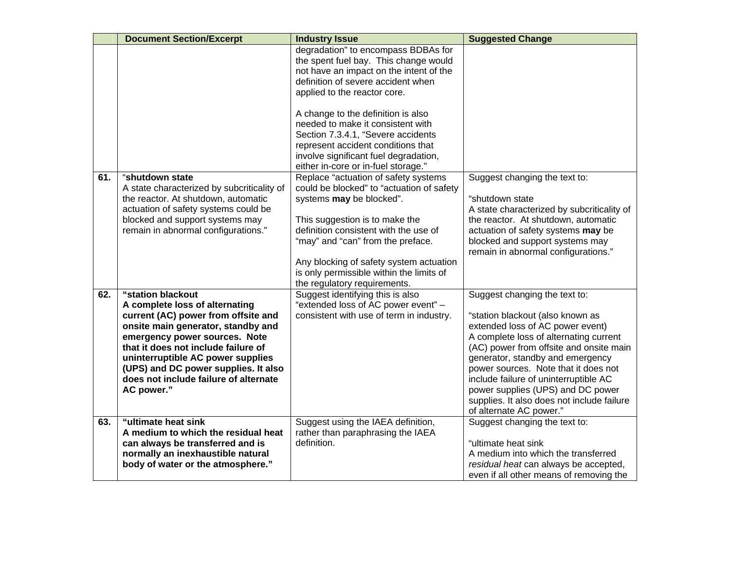| | Document Section/Excerpt | Industry Issue | Suggested Change |
|---|---|---|---|
| | | degradation" to encompass BDBAs for the spent fuel bay. This change would not have an impact on the intent of the definition of severe accident when applied to the reactor core.<br><br>A change to the definition is also needed to make it consistent with Section 7.3.4.1, "Severe accidents represent accident conditions that involve significant fuel degradation, either in-core or in-fuel storage." | |
| **61.** | "**shutdown state**<br>A state characterized by subcriticality of the reactor. At shutdown, automatic actuation of safety systems could be blocked and support systems may remain in abnormal configurations." | Replace "actuation of safety systems could be blocked" to "actuation of safety systems **may** be blocked".<br><br>This suggestion is to make the definition consistent with the use of "may" and "can" from the preface.<br><br>Any blocking of safety system actuation is only permissible within the limits of the regulatory requirements. | Suggest changing the text to:<br><br>"shutdown state<br>A state characterized by subcriticality of the reactor. At shutdown, automatic actuation of safety systems **may** be blocked and support systems may remain in abnormal configurations." |
| **62.** | **"station blackout<br>A complete loss of alternating current (AC) power from offsite and onsite main generator, standby and emergency power sources. Note that it does not include failure of uninterruptible AC power supplies (UPS) and DC power supplies. It also does not include failure of alternate AC power."** | Suggest identifying this is also "extended loss of AC power event" – consistent with use of term in industry. | Suggest changing the text to:<br><br>"station blackout (also known as extended loss of AC power event)<br>A complete loss of alternating current (AC) power from offsite and onsite main generator, standby and emergency power sources. Note that it does not include failure of uninterruptible AC power supplies (UPS) and DC power supplies. It also does not include failure of alternate AC power." |
| **63.** | **"ultimate heat sink<br>A medium to which the residual heat can always be transferred and is normally an inexhaustible natural body of water or the atmosphere."** | Suggest using the IAEA definition, rather than paraphrasing the IAEA definition. | Suggest changing the text to:<br><br>"ultimate heat sink<br>A medium into which the transferred *residual heat* can always be accepted, even if all other means of removing the |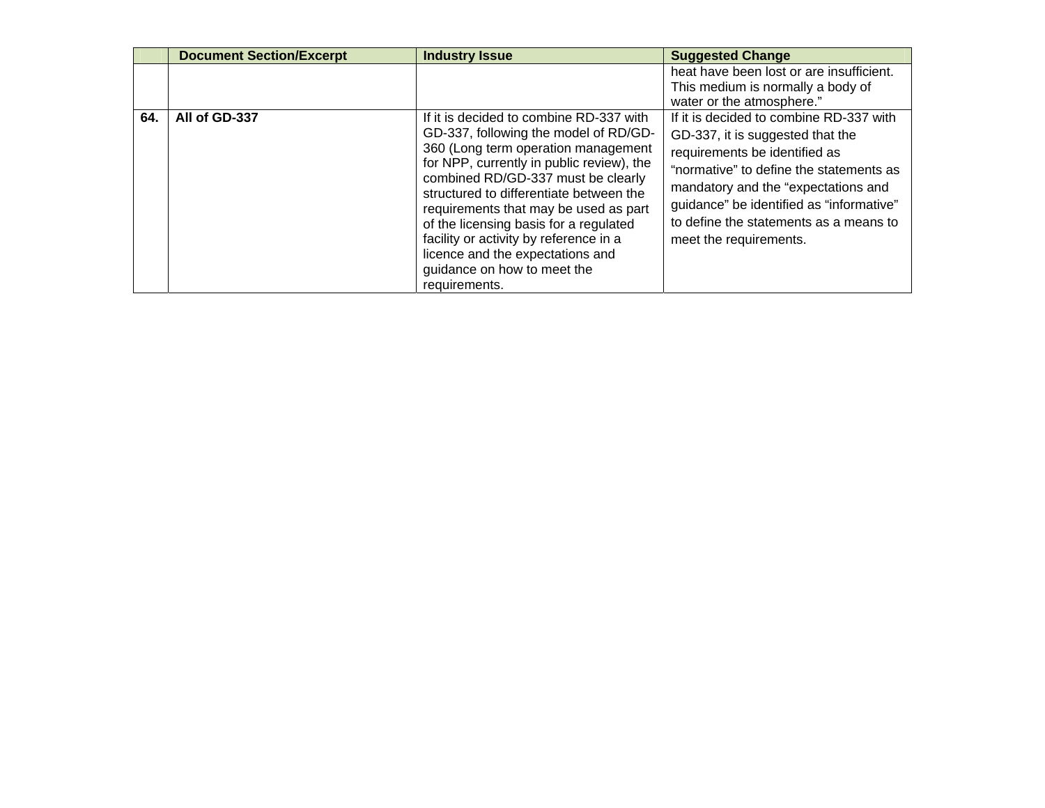| | Document Section/Excerpt | Industry Issue | Suggested Change |
|---|---|---|---|
| | | | heat have been lost or are insufficient. This medium is normally a body of water or the atmosphere." |
| **64.** | **All of GD-337** | If it is decided to combine RD-337 with GD-337, following the model of RD/GD-360 (Long term operation management for NPP, currently in public review), the combined RD/GD-337 must be clearly structured to differentiate between the requirements that may be used as part of the licensing basis for a regulated facility or activity by reference in a licence and the expectations and guidance on how to meet the requirements. | If it is decided to combine RD-337 with GD-337, it is suggested that the requirements be identified as "normative" to define the statements as mandatory and the "expectations and guidance" be identified as "informative" to define the statements as a means to meet the requirements. |